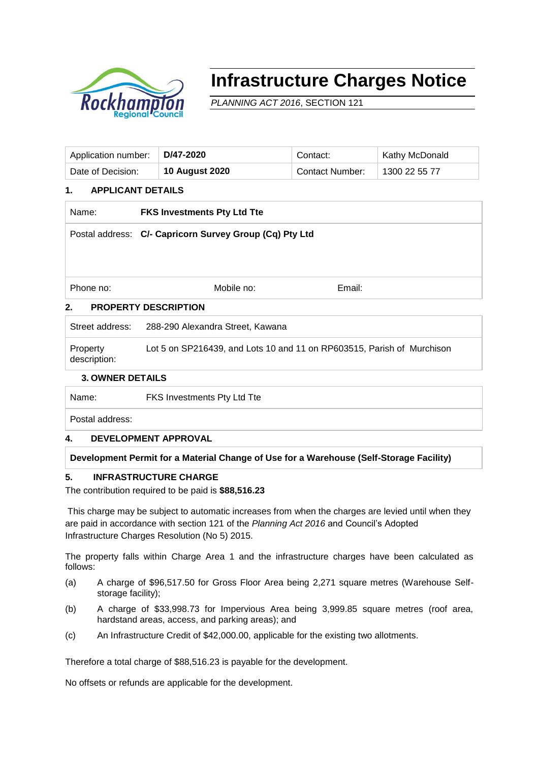# Infrastructure Charges Notice

*PLANNING ACT 2016*, SECTION 121

| Application number: | **D/47-2020** | Contact: | Kathy McDonald |
|---|---|---|---|
| Date of Decision: | **10 August 2020** | Contact Number: | 1300 22 55 77 |

## 1. APPLICANT DETAILS

| Name: | **FKS Investments Pty Ltd Tte** | | |
|---|---|---|---|
| Postal address: | **C/- Capricorn Survey Group (Cq) Pty Ltd** | | |
| Phone no: | Mobile no: | Email: | |

## 2. PROPERTY DESCRIPTION

| Street address: | 288-290 Alexandra Street, Kawana |
|---|---|
| Property description: | Lot 5 on SP216439, and Lots 10 and 11 on RP603515, Parish of Murchison |

## 3. OWNER DETAILS

| Name: | FKS Investments Pty Ltd Tte |
|---|---|
| Postal address: | |

## 4. DEVELOPMENT APPROVAL

**Development Permit for a Material Change of Use for a Warehouse (Self-Storage Facility)**

## 5. INFRASTRUCTURE CHARGE

The contribution required to be paid is **$88,516.23**

This charge may be subject to automatic increases from when the charges are levied until when they are paid in accordance with section 121 of the *Planning Act 2016* and Council's Adopted Infrastructure Charges Resolution (No 5) 2015.

The property falls within Charge Area 1 and the infrastructure charges have been calculated as follows:

(a) A charge of $96,517.50 for Gross Floor Area being 2,271 square metres (Warehouse Self-storage facility);

(b) A charge of $33,998.73 for Impervious Area being 3,999.85 square metres (roof area, hardstand areas, access, and parking areas); and

(c) An Infrastructure Credit of $42,000.00, applicable for the existing two allotments.

Therefore a total charge of $88,516.23 is payable for the development.

No offsets or refunds are applicable for the development.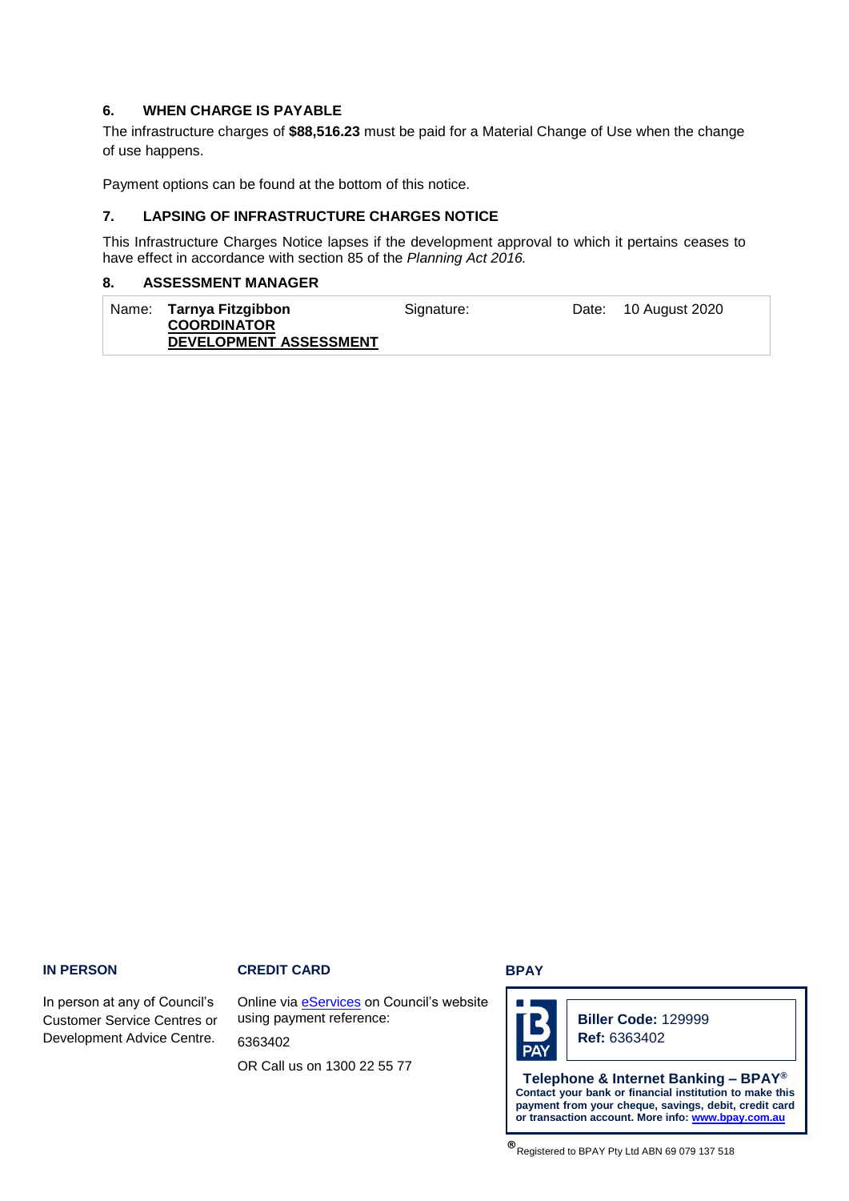## 6. WHEN CHARGE IS PAYABLE

The infrastructure charges of **$88,516.23** must be paid for a Material Change of Use when the change of use happens.

Payment options can be found at the bottom of this notice.

## 7. LAPSING OF INFRASTRUCTURE CHARGES NOTICE

This Infrastructure Charges Notice lapses if the development approval to which it pertains ceases to have effect in accordance with section 85 of the *Planning Act 2016.*

## 8. ASSESSMENT MANAGER

| | | | |
|---|---|---|---|
| Name: **Tarnya Fitzgibbon** **COORDINATOR DEVELOPMENT ASSESSMENT** | Signature: | Date: | 10 August 2020 |

**IN PERSON**

In person at any of Council's Customer Service Centres or Development Advice Centre.

**CREDIT CARD**

Online via eServices on Council's website using payment reference:

6363402

OR Call us on 1300 22 55 77

**BPAY**

**Biller Code:** 129999
**Ref:** 6363402

**Telephone & Internet Banking – BPAY®**
**Contact your bank or financial institution to make this payment from your cheque, savings, debit, credit card or transaction account. More info: www.bpay.com.au**

® Registered to BPAY Pty Ltd ABN 69 079 137 518